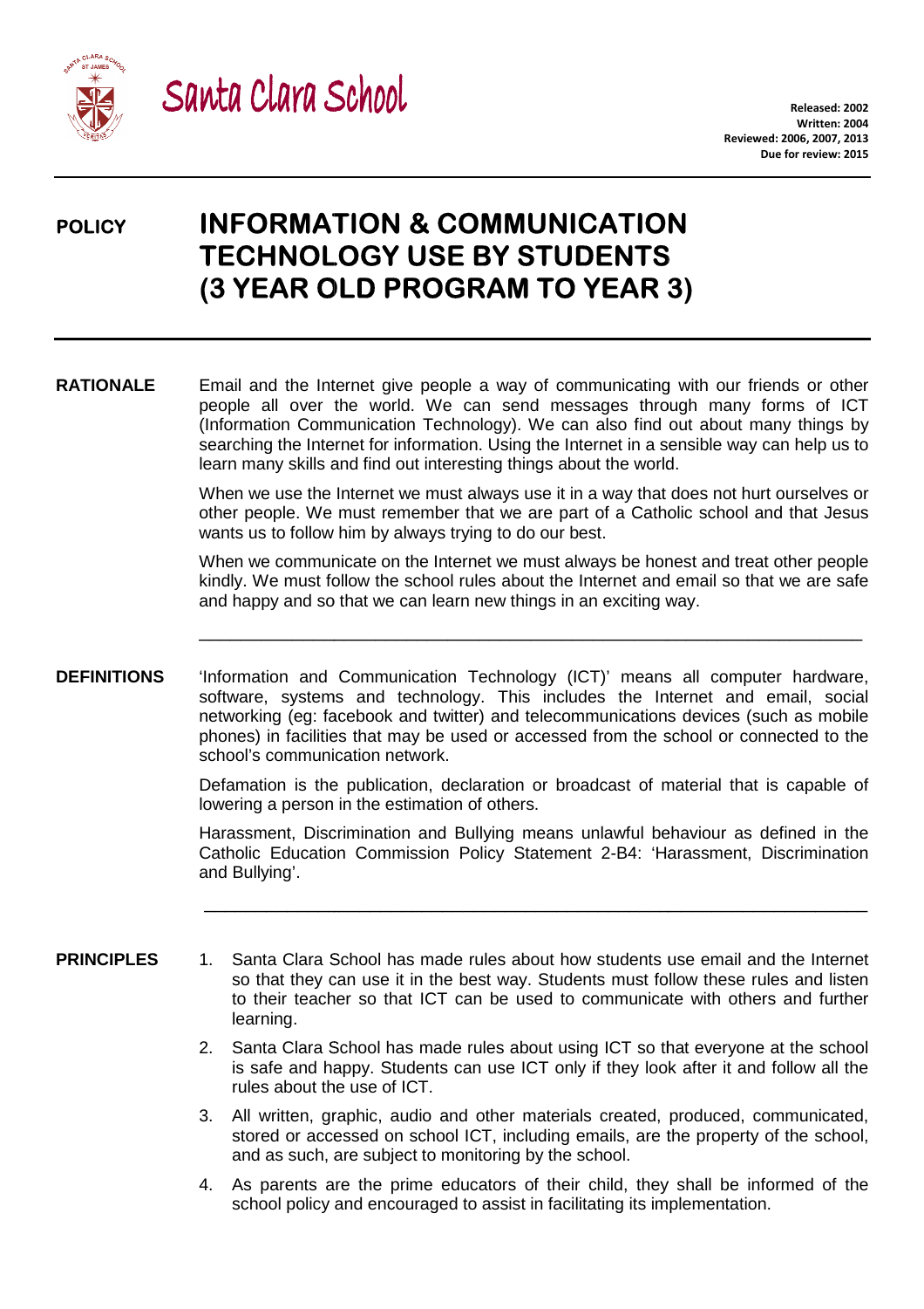# Santa Clara School

**Released: 2002**
**Written: 2004**
**Reviewed: 2006, 2007, 2013**
**Due for review: 2015**

---

**POLICY**

# INFORMATION & COMMUNICATION TECHNOLOGY USE BY STUDENTS (3 YEAR OLD PROGRAM TO YEAR 3)

---

## RATIONALE

Email and the Internet give people a way of communicating with our friends or other people all over the world. We can send messages through many forms of ICT (Information Communication Technology). We can also find out about many things by searching the Internet for information. Using the Internet in a sensible way can help us to learn many skills and find out interesting things about the world.

When we use the Internet we must always use it in a way that does not hurt ourselves or other people. We must remember that we are part of a Catholic school and that Jesus wants us to follow him by always trying to do our best.

When we communicate on the Internet we must always be honest and treat other people kindly. We must follow the school rules about the Internet and email so that we are safe and happy and so that we can learn new things in an exciting way.

---

## DEFINITIONS

'Information and Communication Technology (ICT)' means all computer hardware, software, systems and technology. This includes the Internet and email, social networking (eg: facebook and twitter) and telecommunications devices (such as mobile phones) in facilities that may be used or accessed from the school or connected to the school's communication network.

Defamation is the publication, declaration or broadcast of material that is capable of lowering a person in the estimation of others.

Harassment, Discrimination and Bullying means unlawful behaviour as defined in the Catholic Education Commission Policy Statement 2-B4: 'Harassment, Discrimination and Bullying'.

---

## PRINCIPLES

1. Santa Clara School has made rules about how students use email and the Internet so that they can use it in the best way. Students must follow these rules and listen to their teacher so that ICT can be used to communicate with others and further learning.
2. Santa Clara School has made rules about using ICT so that everyone at the school is safe and happy. Students can use ICT only if they look after it and follow all the rules about the use of ICT.
3. All written, graphic, audio and other materials created, produced, communicated, stored or accessed on school ICT, including emails, are the property of the school, and as such, are subject to monitoring by the school.
4. As parents are the prime educators of their child, they shall be informed of the school policy and encouraged to assist in facilitating its implementation.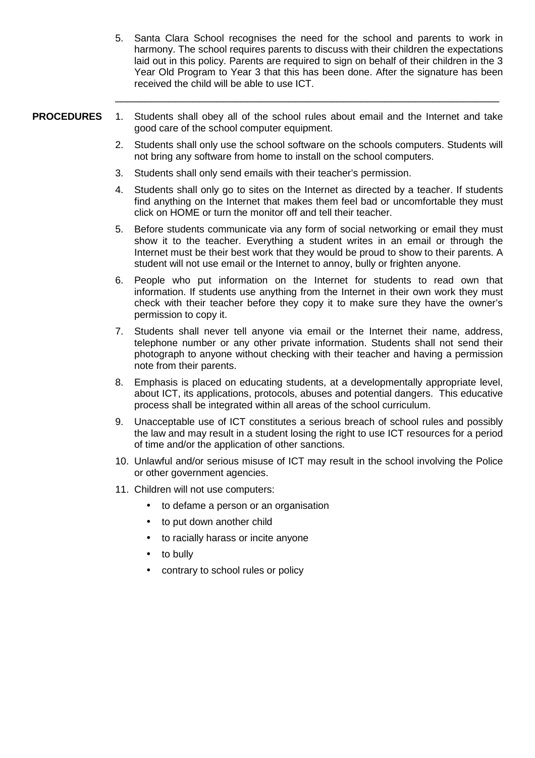5. Santa Clara School recognises the need for the school and parents to work in harmony. The school requires parents to discuss with their children the expectations laid out in this policy. Parents are required to sign on behalf of their children in the 3 Year Old Program to Year 3 that this has been done. After the signature has been received the child will be able to use ICT.

---

**PROCEDURES**

1. Students shall obey all of the school rules about email and the Internet and take good care of the school computer equipment.
2. Students shall only use the school software on the schools computers. Students will not bring any software from home to install on the school computers.
3. Students shall only send emails with their teacher's permission.
4. Students shall only go to sites on the Internet as directed by a teacher. If students find anything on the Internet that makes them feel bad or uncomfortable they must click on HOME or turn the monitor off and tell their teacher.
5. Before students communicate via any form of social networking or email they must show it to the teacher. Everything a student writes in an email or through the Internet must be their best work that they would be proud to show to their parents. A student will not use email or the Internet to annoy, bully or frighten anyone.
6. People who put information on the Internet for students to read own that information. If students use anything from the Internet in their own work they must check with their teacher before they copy it to make sure they have the owner's permission to copy it.
7. Students shall never tell anyone via email or the Internet their name, address, telephone number or any other private information. Students shall not send their photograph to anyone without checking with their teacher and having a permission note from their parents.
8. Emphasis is placed on educating students, at a developmentally appropriate level, about ICT, its applications, protocols, abuses and potential dangers. This educative process shall be integrated within all areas of the school curriculum.
9. Unacceptable use of ICT constitutes a serious breach of school rules and possibly the law and may result in a student losing the right to use ICT resources for a period of time and/or the application of other sanctions.
10. Unlawful and/or serious misuse of ICT may result in the school involving the Police or other government agencies.
11. Children will not use computers:
    - to defame a person or an organisation
    - to put down another child
    - to racially harass or incite anyone
    - to bully
    - contrary to school rules or policy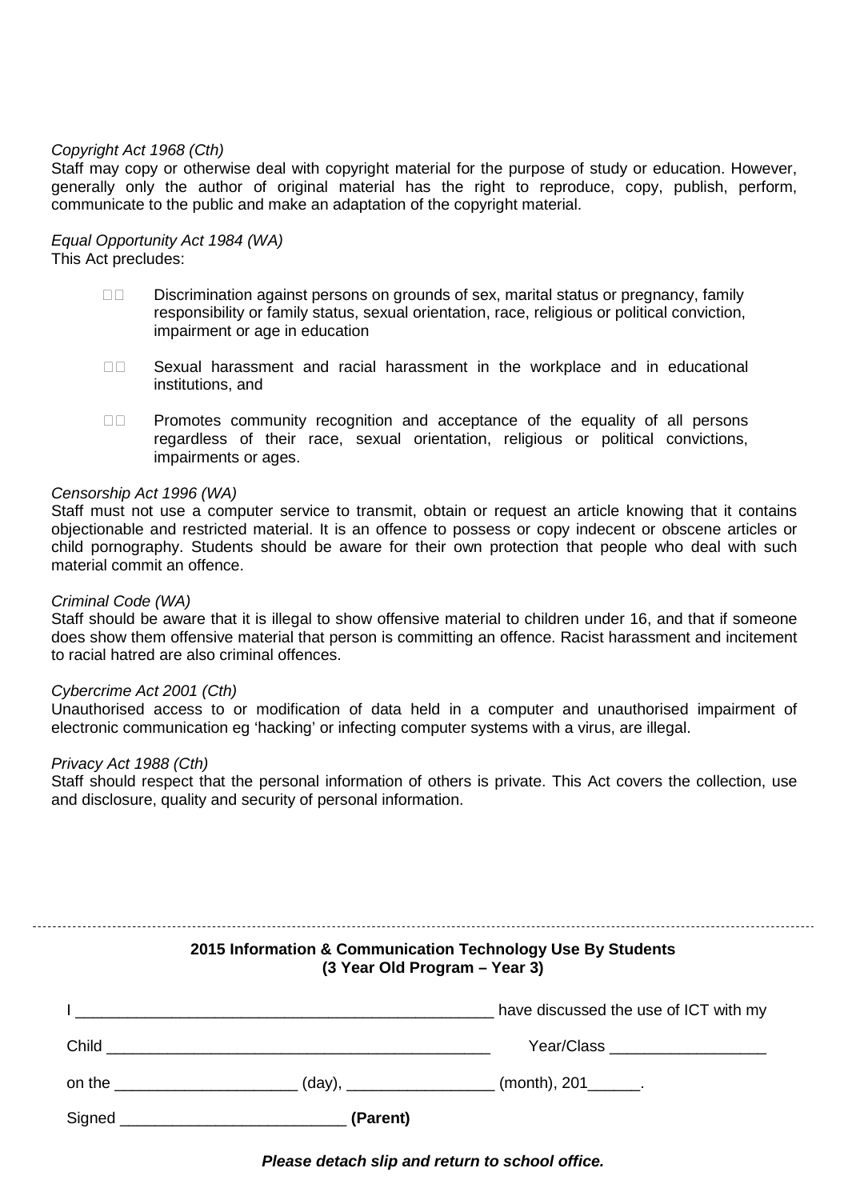*Copyright Act 1968 (Cth)*
Staff may copy or otherwise deal with copyright material for the purpose of study or education. However, generally only the author of original material has the right to reproduce, copy, publish, perform, communicate to the public and make an adaptation of the copyright material.

*Equal Opportunity Act 1984 (WA)*
This Act precludes:

- Discrimination against persons on grounds of sex, marital status or pregnancy, family responsibility or family status, sexual orientation, race, religious or political conviction, impairment or age in education
- Sexual harassment and racial harassment in the workplace and in educational institutions, and
- Promotes community recognition and acceptance of the equality of all persons regardless of their race, sexual orientation, religious or political convictions, impairments or ages.

*Censorship Act 1996 (WA)*
Staff must not use a computer service to transmit, obtain or request an article knowing that it contains objectionable and restricted material. It is an offence to possess or copy indecent or obscene articles or child pornography. Students should be aware for their own protection that people who deal with such material commit an offence.

*Criminal Code (WA)*
Staff should be aware that it is illegal to show offensive material to children under 16, and that if someone does show them offensive material that person is committing an offence. Racist harassment and incitement to racial hatred are also criminal offences.

*Cybercrime Act 2001 (Cth)*
Unauthorised access to or modification of data held in a computer and unauthorised impairment of electronic communication eg 'hacking' or infecting computer systems with a virus, are illegal.

*Privacy Act 1988 (Cth)*
Staff should respect that the personal information of others is private. This Act covers the collection, use and disclosure, quality and security of personal information.

---

**2015 Information & Communication Technology Use By Students**
**(3 Year Old Program – Year 3)**

I ________________________________________________ have discussed the use of ICT with my

Child ____________________________________________ Year/Class __________________

on the _____________________ (day), _________________ (month), 201______.

Signed __________________________ **(Parent)**

***Please detach slip and return to school office.***